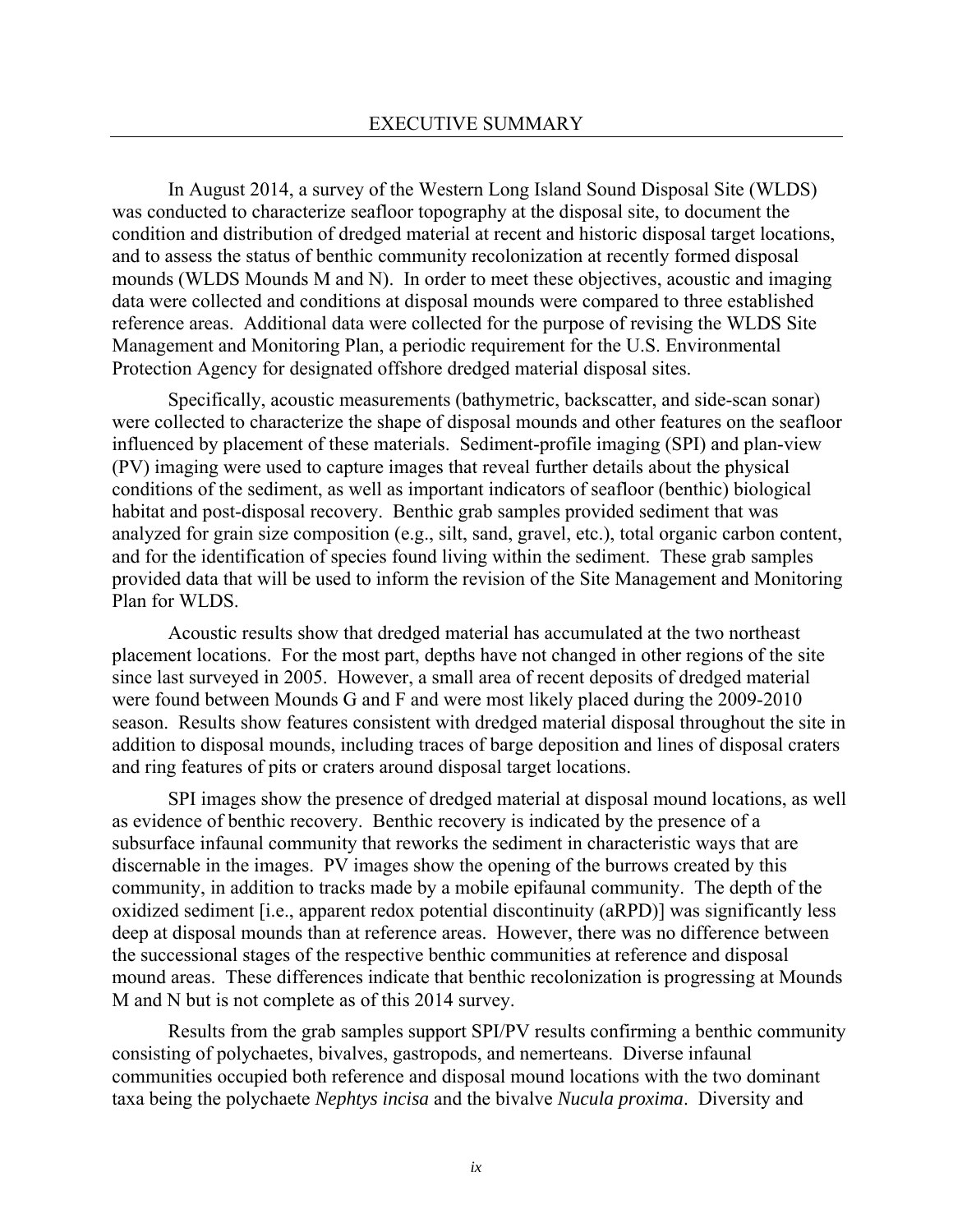# EXECUTIVE SUMMARY

In August 2014, a survey of the Western Long Island Sound Disposal Site (WLDS) was conducted to characterize seafloor topography at the disposal site, to document the condition and distribution of dredged material at recent and historic disposal target locations, and to assess the status of benthic community recolonization at recently formed disposal mounds (WLDS Mounds M and N). In order to meet these objectives, acoustic and imaging data were collected and conditions at disposal mounds were compared to three established reference areas. Additional data were collected for the purpose of revising the WLDS Site Management and Monitoring Plan, a periodic requirement for the U.S. Environmental Protection Agency for designated offshore dredged material disposal sites.

Specifically, acoustic measurements (bathymetric, backscatter, and side-scan sonar) were collected to characterize the shape of disposal mounds and other features on the seafloor influenced by placement of these materials. Sediment-profile imaging (SPI) and plan-view (PV) imaging were used to capture images that reveal further details about the physical conditions of the sediment, as well as important indicators of seafloor (benthic) biological habitat and post-disposal recovery. Benthic grab samples provided sediment that was analyzed for grain size composition (e.g., silt, sand, gravel, etc.), total organic carbon content, and for the identification of species found living within the sediment. These grab samples provided data that will be used to inform the revision of the Site Management and Monitoring Plan for WLDS.

Acoustic results show that dredged material has accumulated at the two northeast placement locations. For the most part, depths have not changed in other regions of the site since last surveyed in 2005. However, a small area of recent deposits of dredged material were found between Mounds G and F and were most likely placed during the 2009-2010 season. Results show features consistent with dredged material disposal throughout the site in addition to disposal mounds, including traces of barge deposition and lines of disposal craters and ring features of pits or craters around disposal target locations.

SPI images show the presence of dredged material at disposal mound locations, as well as evidence of benthic recovery. Benthic recovery is indicated by the presence of a subsurface infaunal community that reworks the sediment in characteristic ways that are discernable in the images. PV images show the opening of the burrows created by this community, in addition to tracks made by a mobile epifaunal community. The depth of the oxidized sediment [i.e., apparent redox potential discontinuity (aRPD)] was significantly less deep at disposal mounds than at reference areas. However, there was no difference between the successional stages of the respective benthic communities at reference and disposal mound areas. These differences indicate that benthic recolonization is progressing at Mounds M and N but is not complete as of this 2014 survey.

Results from the grab samples support SPI/PV results confirming a benthic community consisting of polychaetes, bivalves, gastropods, and nemerteans. Diverse infaunal communities occupied both reference and disposal mound locations with the two dominant taxa being the polychaete *Nephtys incisa* and the bivalve *Nucula proxima*. Diversity and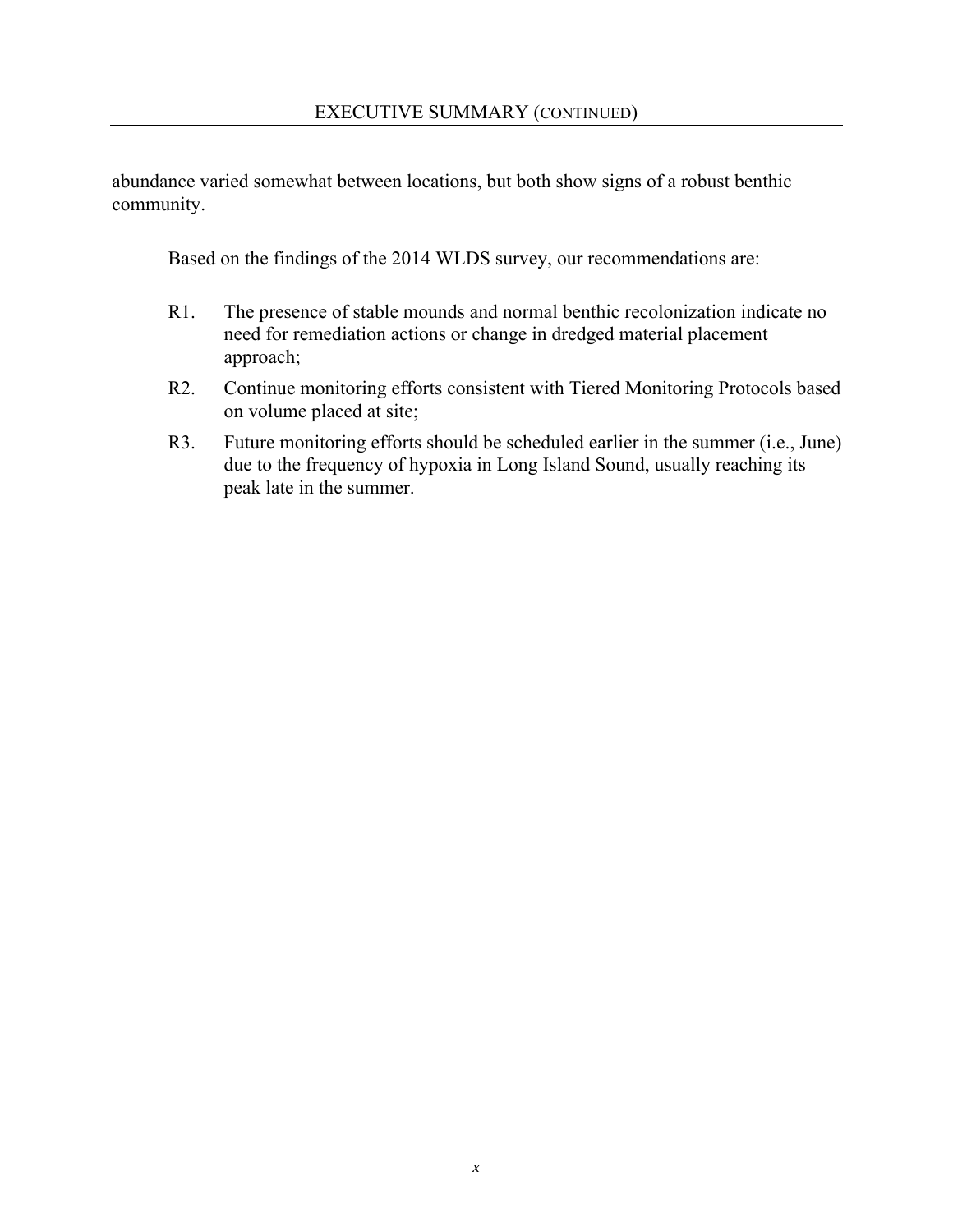abundance varied somewhat between locations, but both show signs of a robust benthic community.

Based on the findings of the 2014 WLDS survey, our recommendations are:

R1. The presence of stable mounds and normal benthic recolonization indicate no need for remediation actions or change in dredged material placement approach;

R2. Continue monitoring efforts consistent with Tiered Monitoring Protocols based on volume placed at site;

R3. Future monitoring efforts should be scheduled earlier in the summer (i.e., June) due to the frequency of hypoxia in Long Island Sound, usually reaching its peak late in the summer.